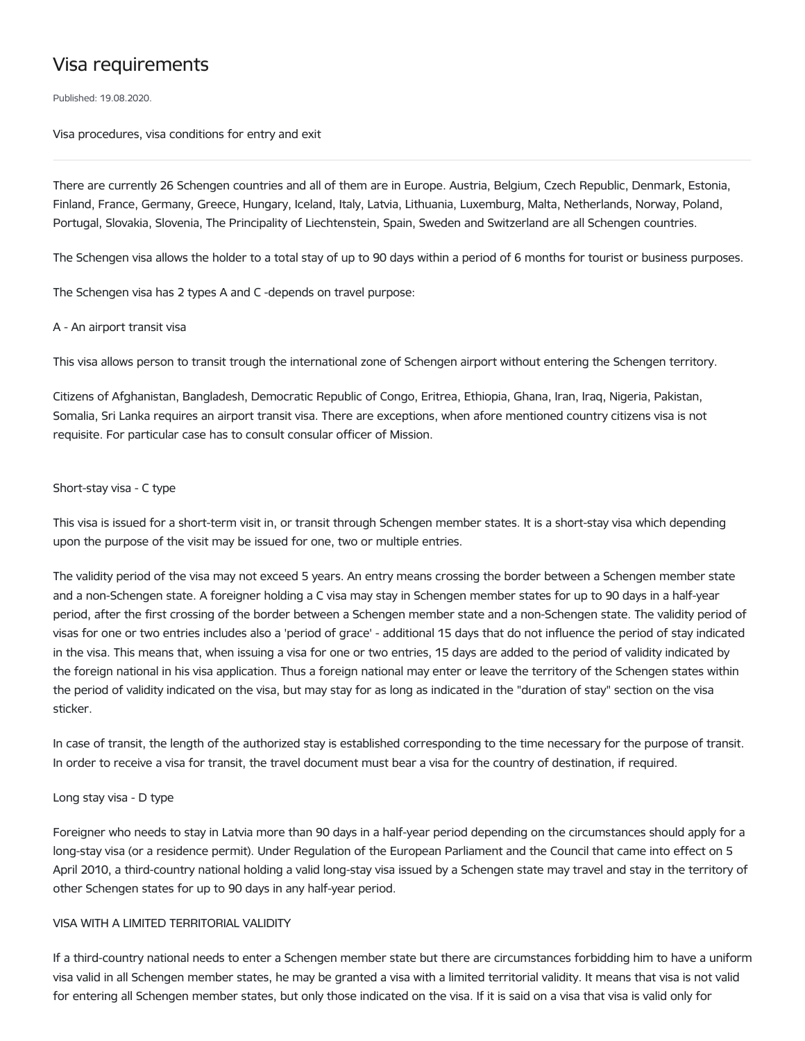# Visa requirements

Published: 19.08.2020.

Visa procedures, visa conditions for entry and exit

---

There are currently 26 Schengen countries and all of them are in Europe. Austria, Belgium, Czech Republic, Denmark, Estonia, Finland, France, Germany, Greece, Hungary, Iceland, Italy, Latvia, Lithuania, Luxemburg, Malta, Netherlands, Norway, Poland, Portugal, Slovakia, Slovenia, The Principality of Liechtenstein, Spain, Sweden and Switzerland are all Schengen countries.

The Schengen visa allows the holder to a total stay of up to 90 days within a period of 6 months for tourist or business purposes.

The Schengen visa has 2 types A and C -depends on travel purpose:

A - An airport transit visa

This visa allows person to transit trough the international zone of Schengen airport without entering the Schengen territory.

Citizens of Afghanistan, Bangladesh, Democratic Republic of Congo, Eritrea, Ethiopia, Ghana, Iran, Iraq, Nigeria, Pakistan, Somalia, Sri Lanka requires an airport transit visa. There are exceptions, when afore mentioned country citizens visa is not requisite. For particular case has to consult consular officer of Mission.

Short-stay visa - C type

This visa is issued for a short-term visit in, or transit through Schengen member states. It is a short-stay visa which depending upon the purpose of the visit may be issued for one, two or multiple entries.

The validity period of the visa may not exceed 5 years. An entry means crossing the border between a Schengen member state and a non-Schengen state. A foreigner holding a C visa may stay in Schengen member states for up to 90 days in a half-year period, after the first crossing of the border between a Schengen member state and a non-Schengen state. The validity period of visas for one or two entries includes also a 'period of grace' - additional 15 days that do not influence the period of stay indicated in the visa. This means that, when issuing a visa for one or two entries, 15 days are added to the period of validity indicated by the foreign national in his visa application. Thus a foreign national may enter or leave the territory of the Schengen states within the period of validity indicated on the visa, but may stay for as long as indicated in the "duration of stay" section on the visa sticker.

In case of transit, the length of the authorized stay is established corresponding to the time necessary for the purpose of transit. In order to receive a visa for transit, the travel document must bear a visa for the country of destination, if required.

Long stay visa - D type

Foreigner who needs to stay in Latvia more than 90 days in a half-year period depending on the circumstances should apply for a long-stay visa (or a residence permit). Under Regulation of the European Parliament and the Council that came into effect on 5 April 2010, a third-country national holding a valid long-stay visa issued by a Schengen state may travel and stay in the territory of other Schengen states for up to 90 days in any half-year period.

VISA WITH A LIMITED TERRITORIAL VALIDITY

If a third-country national needs to enter a Schengen member state but there are circumstances forbidding him to have a uniform visa valid in all Schengen member states, he may be granted a visa with a limited territorial validity. It means that visa is not valid for entering all Schengen member states, but only those indicated on the visa. If it is said on a visa that visa is valid only for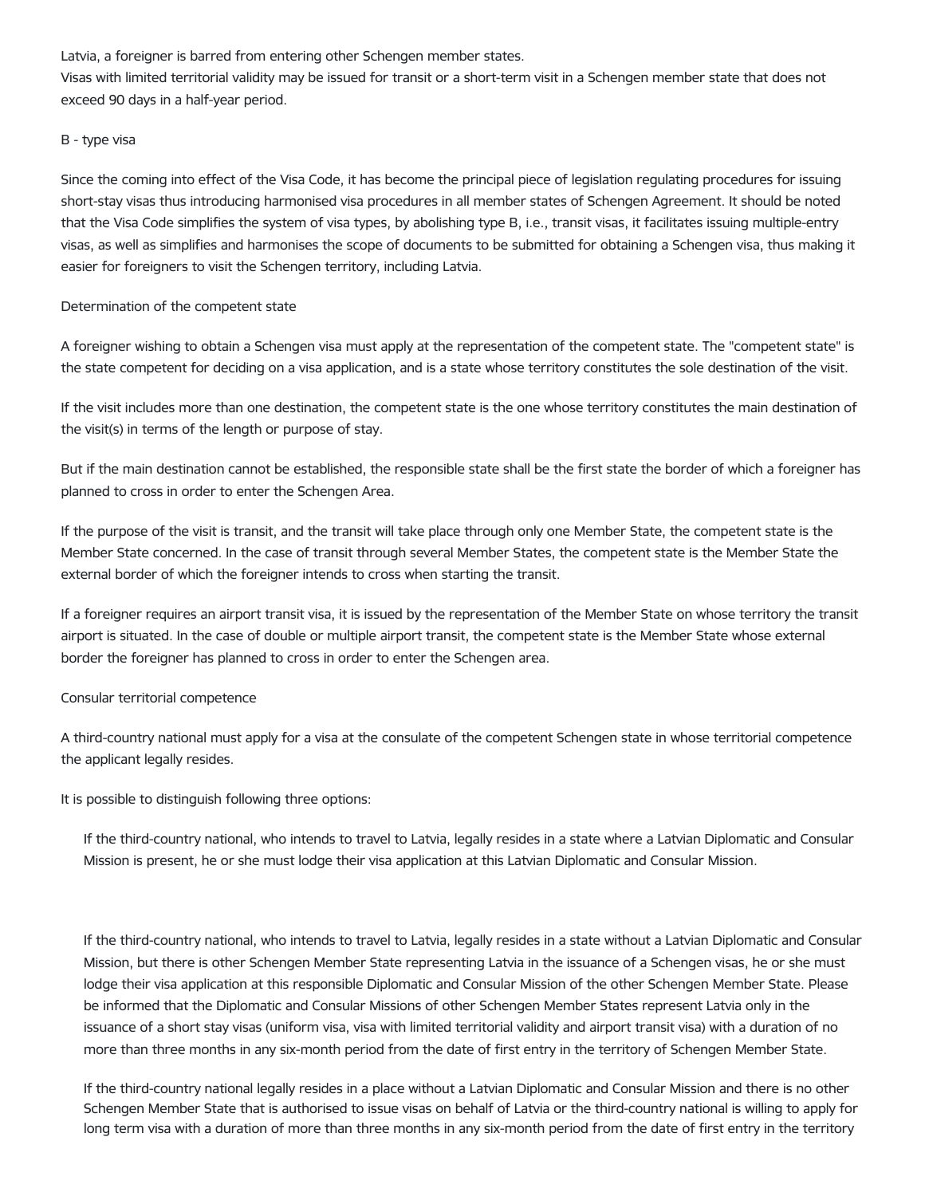Latvia, a foreigner is barred from entering other Schengen member states.
Visas with limited territorial validity may be issued for transit or a short-term visit in a Schengen member state that does not exceed 90 days in a half-year period.

B - type visa

Since the coming into effect of the Visa Code, it has become the principal piece of legislation regulating procedures for issuing short-stay visas thus introducing harmonised visa procedures in all member states of Schengen Agreement. It should be noted that the Visa Code simplifies the system of visa types, by abolishing type B, i.e., transit visas, it facilitates issuing multiple-entry visas, as well as simplifies and harmonises the scope of documents to be submitted for obtaining a Schengen visa, thus making it easier for foreigners to visit the Schengen territory, including Latvia.

Determination of the competent state

A foreigner wishing to obtain a Schengen visa must apply at the representation of the competent state. The "competent state" is the state competent for deciding on a visa application, and is a state whose territory constitutes the sole destination of the visit.

If the visit includes more than one destination, the competent state is the one whose territory constitutes the main destination of the visit(s) in terms of the length or purpose of stay.

But if the main destination cannot be established, the responsible state shall be the first state the border of which a foreigner has planned to cross in order to enter the Schengen Area.

If the purpose of the visit is transit, and the transit will take place through only one Member State, the competent state is the Member State concerned. In the case of transit through several Member States, the competent state is the Member State the external border of which the foreigner intends to cross when starting the transit.

If a foreigner requires an airport transit visa, it is issued by the representation of the Member State on whose territory the transit airport is situated. In the case of double or multiple airport transit, the competent state is the Member State whose external border the foreigner has planned to cross in order to enter the Schengen area.

Consular territorial competence

A third-country national must apply for a visa at the consulate of the competent Schengen state in whose territorial competence the applicant legally resides.

It is possible to distinguish following three options:

- If the third-country national, who intends to travel to Latvia, legally resides in a state where a Latvian Diplomatic and Consular Mission is present, he or she must lodge their visa application at this Latvian Diplomatic and Consular Mission.

- If the third-country national, who intends to travel to Latvia, legally resides in a state without a Latvian Diplomatic and Consular Mission, but there is other Schengen Member State representing Latvia in the issuance of a Schengen visas, he or she must lodge their visa application at this responsible Diplomatic and Consular Mission of the other Schengen Member State. Please be informed that the Diplomatic and Consular Missions of other Schengen Member States represent Latvia only in the issuance of a short stay visas (uniform visa, visa with limited territorial validity and airport transit visa) with a duration of no more than three months in any six-month period from the date of first entry in the territory of Schengen Member State.

- If the third-country national legally resides in a place without a Latvian Diplomatic and Consular Mission and there is no other Schengen Member State that is authorised to issue visas on behalf of Latvia or the third-country national is willing to apply for long term visa with a duration of more than three months in any six-month period from the date of first entry in the territory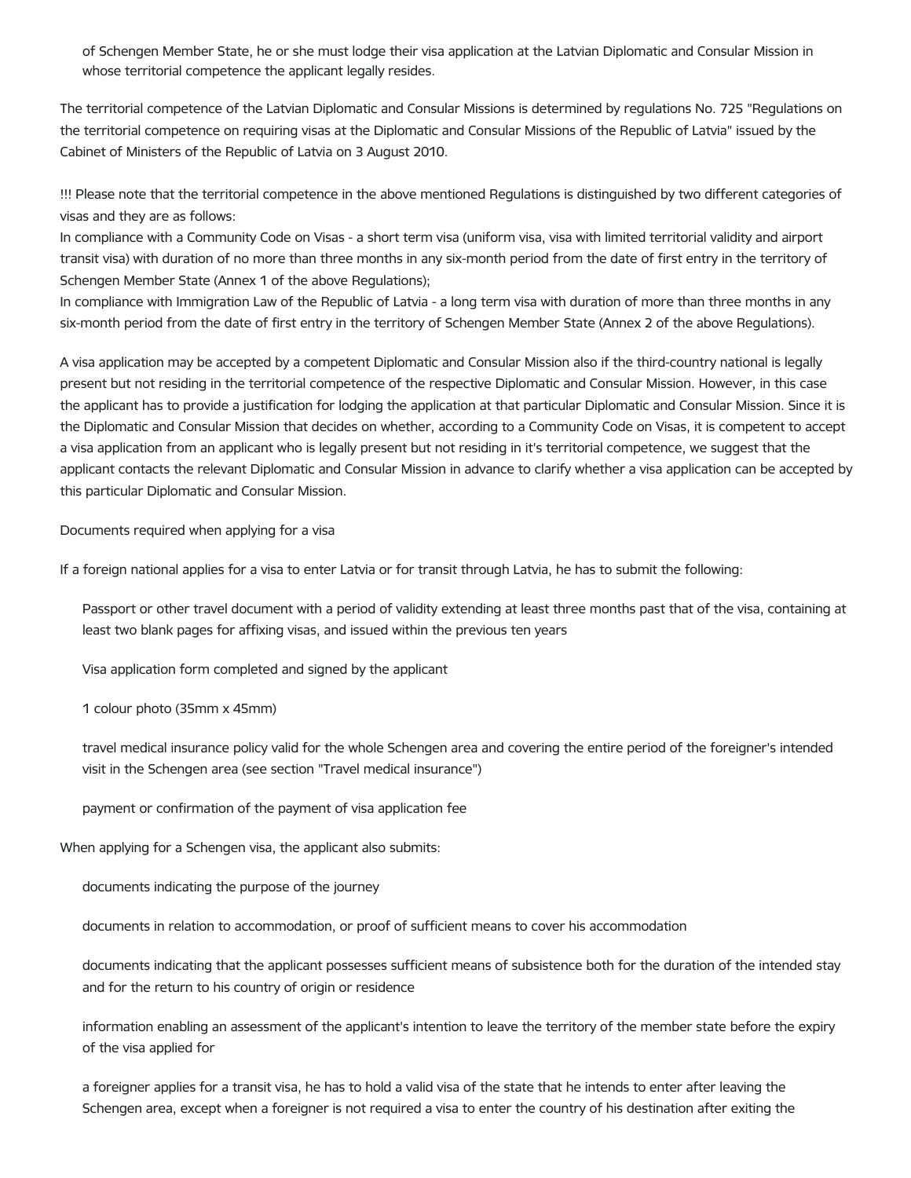of Schengen Member State, he or she must lodge their visa application at the Latvian Diplomatic and Consular Mission in whose territorial competence the applicant legally resides.

The territorial competence of the Latvian Diplomatic and Consular Missions is determined by regulations No. 725 "Regulations on the territorial competence on requiring visas at the Diplomatic and Consular Missions of the Republic of Latvia" issued by the Cabinet of Ministers of the Republic of Latvia on 3 August 2010.

!!! Please note that the territorial competence in the above mentioned Regulations is distinguished by two different categories of visas and they are as follows:
In compliance with a Community Code on Visas - a short term visa (uniform visa, visa with limited territorial validity and airport transit visa) with duration of no more than three months in any six-month period from the date of first entry in the territory of Schengen Member State (Annex 1 of the above Regulations);
In compliance with Immigration Law of the Republic of Latvia - a long term visa with duration of more than three months in any six-month period from the date of first entry in the territory of Schengen Member State (Annex 2 of the above Regulations).

A visa application may be accepted by a competent Diplomatic and Consular Mission also if the third-country national is legally present but not residing in the territorial competence of the respective Diplomatic and Consular Mission. However, in this case the applicant has to provide a justification for lodging the application at that particular Diplomatic and Consular Mission. Since it is the Diplomatic and Consular Mission that decides on whether, according to a Community Code on Visas, it is competent to accept a visa application from an applicant who is legally present but not residing in it's territorial competence, we suggest that the applicant contacts the relevant Diplomatic and Consular Mission in advance to clarify whether a visa application can be accepted by this particular Diplomatic and Consular Mission.

Documents required when applying for a visa

If a foreign national applies for a visa to enter Latvia or for transit through Latvia, he has to submit the following:

- Passport or other travel document with a period of validity extending at least three months past that of the visa, containing at least two blank pages for affixing visas, and issued within the previous ten years
- Visa application form completed and signed by the applicant
- 1 colour photo (35mm x 45mm)
- travel medical insurance policy valid for the whole Schengen area and covering the entire period of the foreigner's intended visit in the Schengen area (see section "Travel medical insurance")
- payment or confirmation of the payment of visa application fee

When applying for a Schengen visa, the applicant also submits:

- documents indicating the purpose of the journey
- documents in relation to accommodation, or proof of sufficient means to cover his accommodation
- documents indicating that the applicant possesses sufficient means of subsistence both for the duration of the intended stay and for the return to his country of origin or residence
- information enabling an assessment of the applicant's intention to leave the territory of the member state before the expiry of the visa applied for
- a foreigner applies for a transit visa, he has to hold a valid visa of the state that he intends to enter after leaving the Schengen area, except when a foreigner is not required a visa to enter the country of his destination after exiting the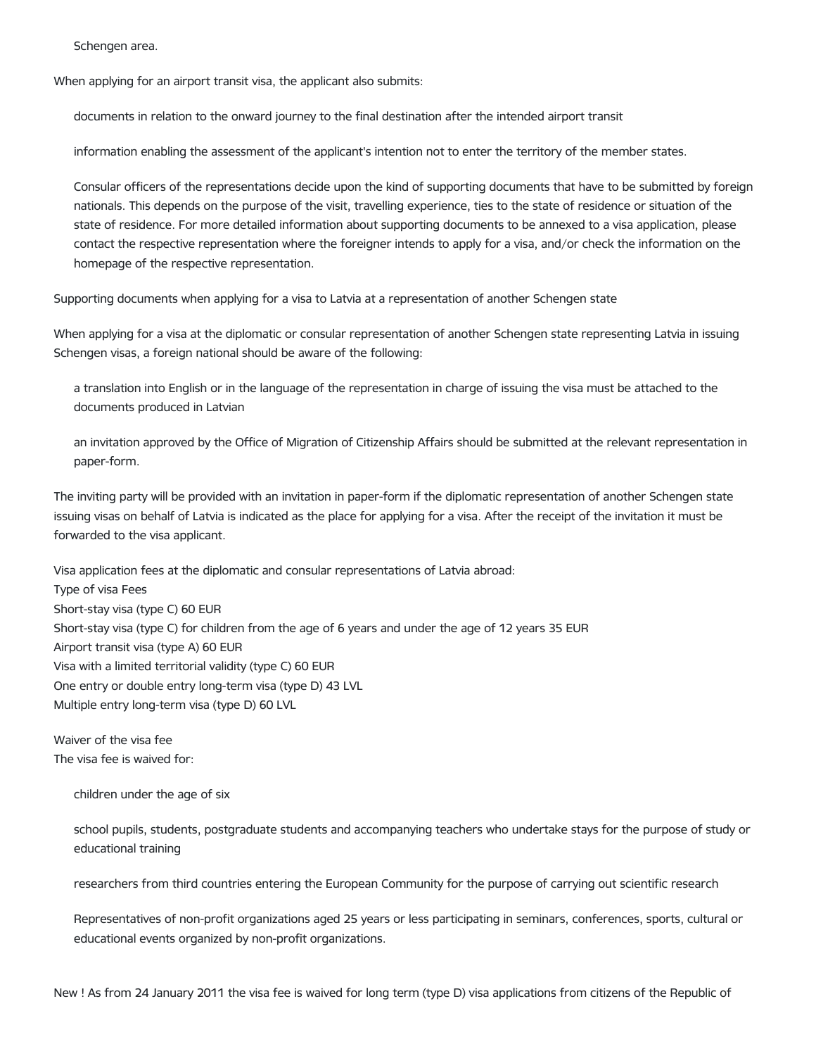Schengen area.

When applying for an airport transit visa, the applicant also submits:

- documents in relation to the onward journey to the final destination after the intended airport transit
- information enabling the assessment of the applicant's intention not to enter the territory of the member states.

Consular officers of the representations decide upon the kind of supporting documents that have to be submitted by foreign nationals. This depends on the purpose of the visit, travelling experience, ties to the state of residence or situation of the state of residence. For more detailed information about supporting documents to be annexed to a visa application, please contact the respective representation where the foreigner intends to apply for a visa, and/or check the information on the homepage of the respective representation.

Supporting documents when applying for a visa to Latvia at a representation of another Schengen state

When applying for a visa at the diplomatic or consular representation of another Schengen state representing Latvia in issuing Schengen visas, a foreign national should be aware of the following:

- a translation into English or in the language of the representation in charge of issuing the visa must be attached to the documents produced in Latvian
- an invitation approved by the Office of Migration of Citizenship Affairs should be submitted at the relevant representation in paper-form.

The inviting party will be provided with an invitation in paper-form if the diplomatic representation of another Schengen state issuing visas on behalf of Latvia is indicated as the place for applying for a visa. After the receipt of the invitation it must be forwarded to the visa applicant.

Visa application fees at the diplomatic and consular representations of Latvia abroad:

| Type of visa | Fees |
|---|---|
| Short-stay visa (type C) | 60 EUR |
| Short-stay visa (type C) for children from the age of 6 years and under the age of 12 years | 35 EUR |
| Airport transit visa (type A) | 60 EUR |
| Visa with a limited territorial validity (type C) | 60 EUR |
| One entry or double entry long-term visa (type D) | 43 LVL |
| Multiple entry long-term visa (type D) | 60 LVL |

Waiver of the visa fee
The visa fee is waived for:

- children under the age of six
- school pupils, students, postgraduate students and accompanying teachers who undertake stays for the purpose of study or educational training
- researchers from third countries entering the European Community for the purpose of carrying out scientific research
- Representatives of non-profit organizations aged 25 years or less participating in seminars, conferences, sports, cultural or educational events organized by non-profit organizations.

New ! As from 24 January 2011 the visa fee is waived for long term (type D) visa applications from citizens of the Republic of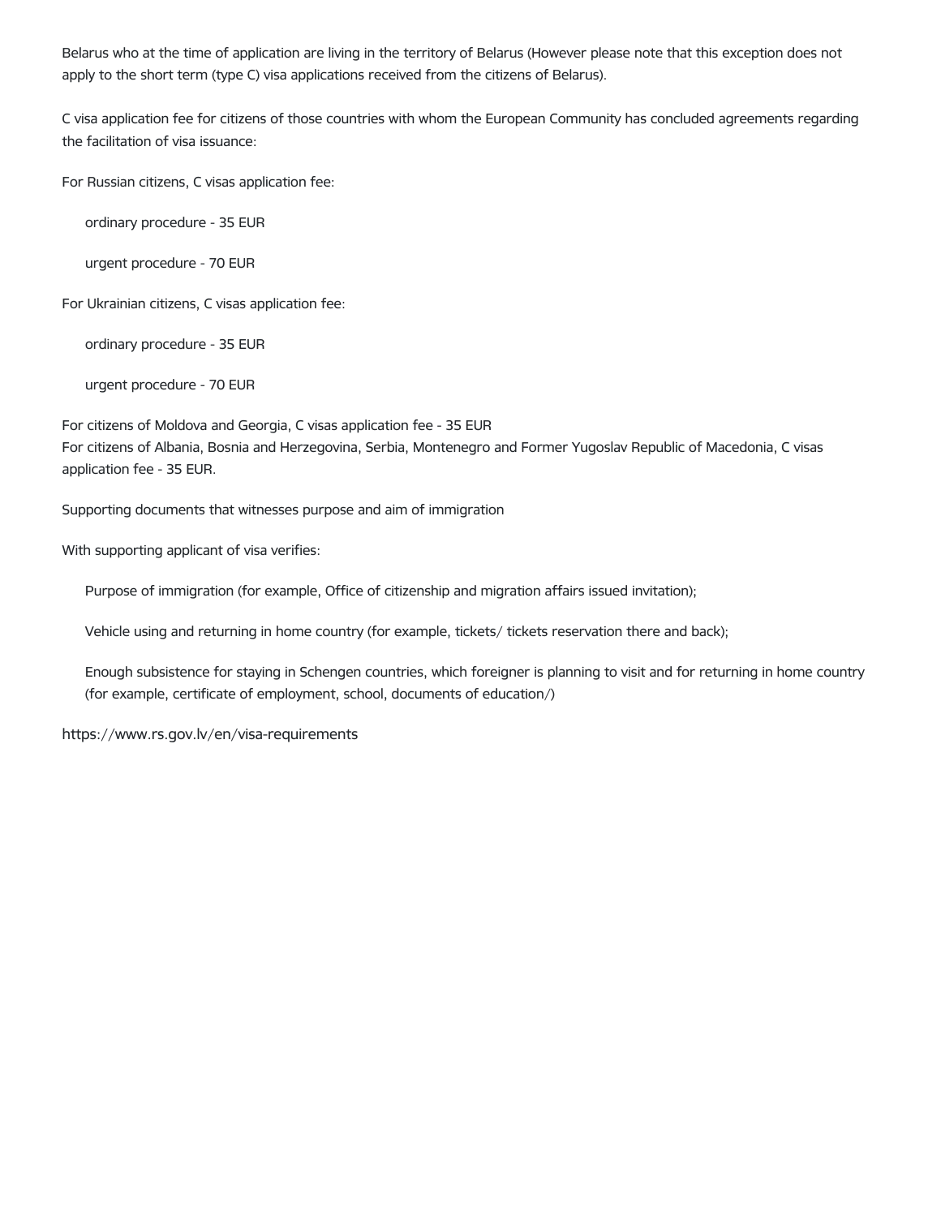Belarus who at the time of application are living in the territory of Belarus (However please note that this exception does not apply to the short term (type C) visa applications received from the citizens of Belarus).

C visa application fee for citizens of those countries with whom the European Community has concluded agreements regarding the facilitation of visa issuance:

For Russian citizens, C visas application fee:

- ordinary procedure - 35 EUR
- urgent procedure - 70 EUR

For Ukrainian citizens, C visas application fee:

- ordinary procedure - 35 EUR
- urgent procedure - 70 EUR

For citizens of Moldova and Georgia, C visas application fee - 35 EUR
For citizens of Albania, Bosnia and Herzegovina, Serbia, Montenegro and Former Yugoslav Republic of Macedonia, C visas application fee - 35 EUR.

Supporting documents that witnesses purpose and aim of immigration

With supporting applicant of visa verifies:

- Purpose of immigration (for example, Office of citizenship and migration affairs issued invitation);
- Vehicle using and returning in home country (for example, tickets/ tickets reservation there and back);
- Enough subsistence for staying in Schengen countries, which foreigner is planning to visit and for returning in home country (for example, certificate of employment, school, documents of education/)

https://www.rs.gov.lv/en/visa-requirements